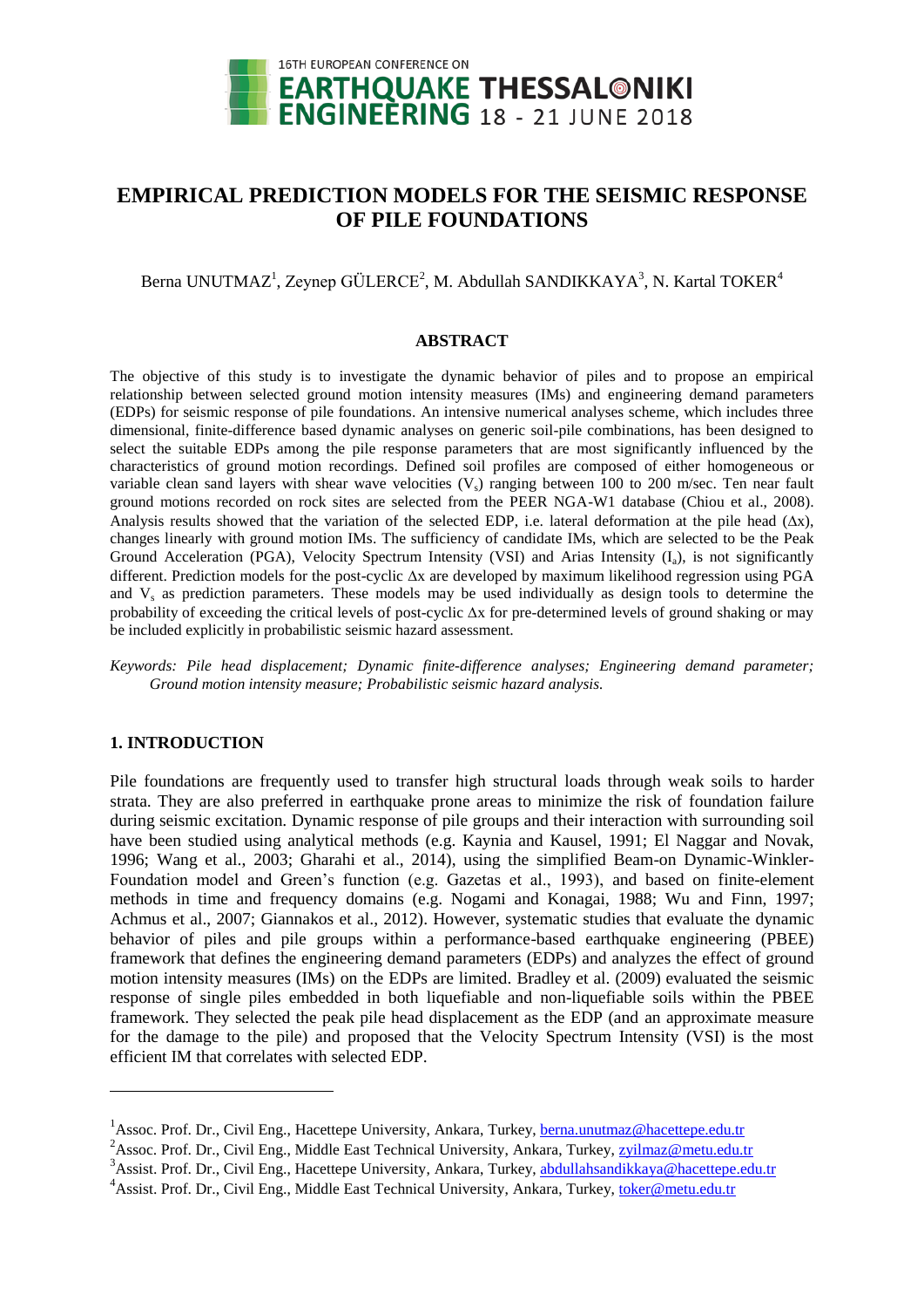# EMPIRICAL PREDICTION MODELS FOR THE SEISMIC RESPONSE OF PILE FOUNDATIONS

Berna UNUTMAZ[1], Zeynep GÜLERCE[2], M. Abdullah SANDIKKAYA[3], N. Kartal TOKER[4]

## ABSTRACT

The objective of this study is to investigate the dynamic behavior of piles and to propose an empirical relationship between selected ground motion intensity measures (IMs) and engineering demand parameters (EDPs) for seismic response of pile foundations. An intensive numerical analyses scheme, which includes three dimensional, finite-difference based dynamic analyses on generic soil-pile combinations, has been designed to select the suitable EDPs among the pile response parameters that are most significantly influenced by the characteristics of ground motion recordings. Defined soil profiles are composed of either homogeneous or variable clean sand layers with shear wave velocities ($V_s$) ranging between 100 to 200 m/sec. Ten near fault ground motions recorded on rock sites are selected from the PEER NGA-W1 database (Chiou et al., 2008). Analysis results showed that the variation of the selected EDP, i.e. lateral deformation at the pile head ($\Delta x$), changes linearly with ground motion IMs. The sufficiency of candidate IMs, which are selected to be the Peak Ground Acceleration (PGA), Velocity Spectrum Intensity (VSI) and Arias Intensity ($I_a$), is not significantly different. Prediction models for the post-cyclic $\Delta x$ are developed by maximum likelihood regression using PGA and $V_s$ as prediction parameters. These models may be used individually as design tools to determine the probability of exceeding the critical levels of post-cyclic $\Delta x$ for pre-determined levels of ground shaking or may be included explicitly in probabilistic seismic hazard assessment.

*Keywords: Pile head displacement; Dynamic finite-difference analyses; Engineering demand parameter; Ground motion intensity measure; Probabilistic seismic hazard analysis.*

## 1. INTRODUCTION

Pile foundations are frequently used to transfer high structural loads through weak soils to harder strata. They are also preferred in earthquake prone areas to minimize the risk of foundation failure during seismic excitation. Dynamic response of pile groups and their interaction with surrounding soil have been studied using analytical methods (e.g. Kaynia and Kausel, 1991; El Naggar and Novak, 1996; Wang et al., 2003; Gharahi et al., 2014), using the simplified Beam-on Dynamic-Winkler-Foundation model and Green's function (e.g. Gazetas et al., 1993), and based on finite-element methods in time and frequency domains (e.g. Nogami and Konagai, 1988; Wu and Finn, 1997; Achmus et al., 2007; Giannakos et al., 2012). However, systematic studies that evaluate the dynamic behavior of piles and pile groups within a performance-based earthquake engineering (PBEE) framework that defines the engineering demand parameters (EDPs) and analyzes the effect of ground motion intensity measures (IMs) on the EDPs are limited. Bradley et al. (2009) evaluated the seismic response of single piles embedded in both liquefiable and non-liquefiable soils within the PBEE framework. They selected the peak pile head displacement as the EDP (and an approximate measure for the damage to the pile) and proposed that the Velocity Spectrum Intensity (VSI) is the most efficient IM that correlates with selected EDP.

---

[1]Assoc. Prof. Dr., Civil Eng., Hacettepe University, Ankara, Turkey, berna.unutmaz@hacettepe.edu.tr

[2]Assoc. Prof. Dr., Civil Eng., Middle East Technical University, Ankara, Turkey, zyilmaz@metu.edu.tr

[3]Assist. Prof. Dr., Civil Eng., Hacettepe University, Ankara, Turkey, abdullahsandikkaya@hacettepe.edu.tr

[4]Assist. Prof. Dr., Civil Eng., Middle East Technical University, Ankara, Turkey, toker@metu.edu.tr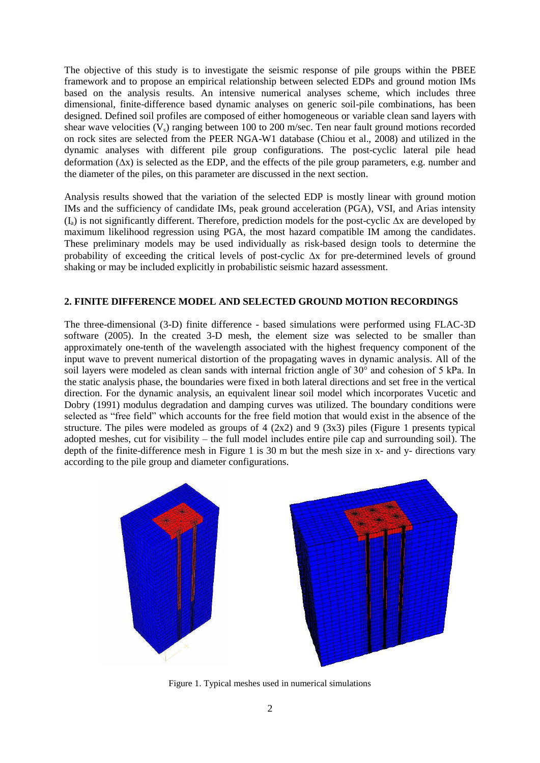The objective of this study is to investigate the seismic response of pile groups within the PBEE framework and to propose an empirical relationship between selected EDPs and ground motion IMs based on the analysis results. An intensive numerical analyses scheme, which includes three dimensional, finite-difference based dynamic analyses on generic soil-pile combinations, has been designed. Defined soil profiles are composed of either homogeneous or variable clean sand layers with shear wave velocities ($V_s$) ranging between 100 to 200 m/sec. Ten near fault ground motions recorded on rock sites are selected from the PEER NGA-W1 database (Chiou et al., 2008) and utilized in the dynamic analyses with different pile group configurations. The post-cyclic lateral pile head deformation ($\Delta x$) is selected as the EDP, and the effects of the pile group parameters, e.g. number and the diameter of the piles, on this parameter are discussed in the next section.

Analysis results showed that the variation of the selected EDP is mostly linear with ground motion IMs and the sufficiency of candidate IMs, peak ground acceleration (PGA), VSI, and Arias intensity ($I_a$) is not significantly different. Therefore, prediction models for the post-cyclic $\Delta x$ are developed by maximum likelihood regression using PGA, the most hazard compatible IM among the candidates. These preliminary models may be used individually as risk-based design tools to determine the probability of exceeding the critical levels of post-cyclic $\Delta x$ for pre-determined levels of ground shaking or may be included explicitly in probabilistic seismic hazard assessment.

## 2. FINITE DIFFERENCE MODEL AND SELECTED GROUND MOTION RECORDINGS

The three-dimensional (3-D) finite difference - based simulations were performed using FLAC-3D software (2005). In the created 3-D mesh, the element size was selected to be smaller than approximately one-tenth of the wavelength associated with the highest frequency component of the input wave to prevent numerical distortion of the propagating waves in dynamic analysis. All of the soil layers were modeled as clean sands with internal friction angle of 30° and cohesion of 5 kPa. In the static analysis phase, the boundaries were fixed in both lateral directions and set free in the vertical direction. For the dynamic analysis, an equivalent linear soil model which incorporates Vucetic and Dobry (1991) modulus degradation and damping curves was utilized. The boundary conditions were selected as "free field" which accounts for the free field motion that would exist in the absence of the structure. The piles were modeled as groups of 4 (2x2) and 9 (3x3) piles (Figure 1 presents typical adopted meshes, cut for visibility – the full model includes entire pile cap and surrounding soil). The depth of the finite-difference mesh in Figure 1 is 30 m but the mesh size in x- and y- directions vary according to the pile group and diameter configurations.

Figure 1. Typical meshes used in numerical simulations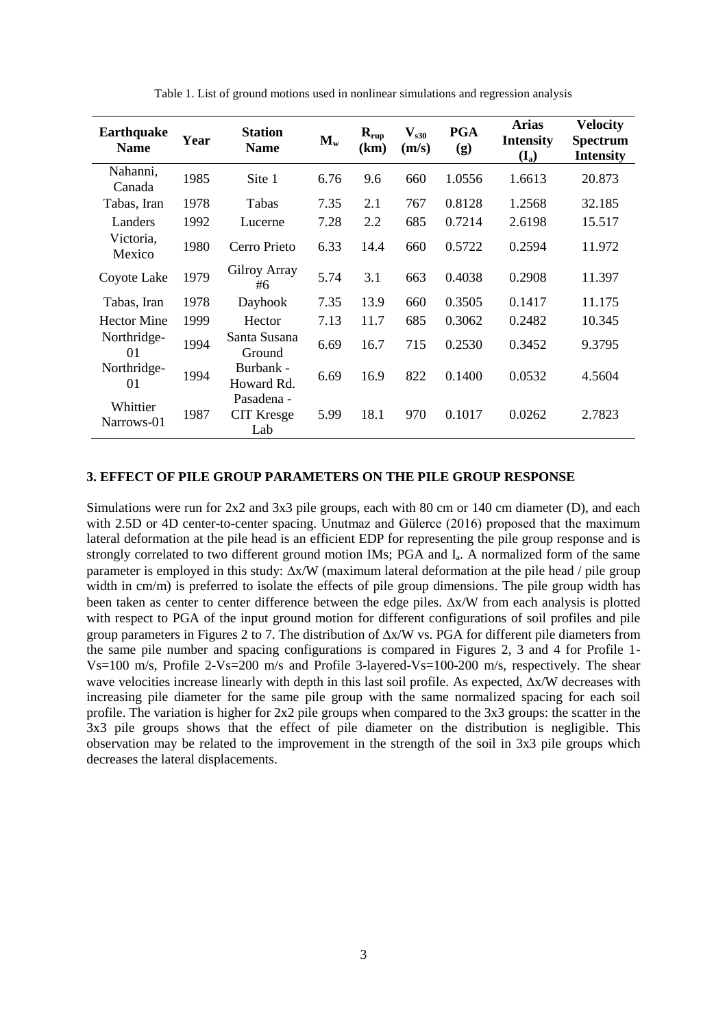Table 1. List of ground motions used in nonlinear simulations and regression analysis

| Earthquake Name | Year | Station Name | $M_w$ | $R_{rup}$ (km) | $V_{s30}$ (m/s) | PGA (g) | Arias Intensity ($I_a$) | Velocity Spectrum Intensity |
|---|---|---|---|---|---|---|---|---|
| Nahanni, Canada | 1985 | Site 1 | 6.76 | 9.6 | 660 | 1.0556 | 1.6613 | 20.873 |
| Tabas, Iran | 1978 | Tabas | 7.35 | 2.1 | 767 | 0.8128 | 1.2568 | 32.185 |
| Landers | 1992 | Lucerne | 7.28 | 2.2 | 685 | 0.7214 | 2.6198 | 15.517 |
| Victoria, Mexico | 1980 | Cerro Prieto | 6.33 | 14.4 | 660 | 0.5722 | 0.2594 | 11.972 |
| Coyote Lake | 1979 | Gilroy Array #6 | 5.74 | 3.1 | 663 | 0.4038 | 0.2908 | 11.397 |
| Tabas, Iran | 1978 | Dayhook | 7.35 | 13.9 | 660 | 0.3505 | 0.1417 | 11.175 |
| Hector Mine | 1999 | Hector | 7.13 | 11.7 | 685 | 0.3062 | 0.2482 | 10.345 |
| Northridge-01 | 1994 | Santa Susana Ground | 6.69 | 16.7 | 715 | 0.2530 | 0.3452 | 9.3795 |
| Northridge-01 | 1994 | Burbank - Howard Rd. | 6.69 | 16.9 | 822 | 0.1400 | 0.0532 | 4.5604 |
| Whittier Narrows-01 | 1987 | Pasadena - CIT Kresge Lab | 5.99 | 18.1 | 970 | 0.1017 | 0.0262 | 2.7823 |

## 3. EFFECT OF PILE GROUP PARAMETERS ON THE PILE GROUP RESPONSE

Simulations were run for 2x2 and 3x3 pile groups, each with 80 cm or 140 cm diameter (D), and each with 2.5D or 4D center-to-center spacing. Unutmaz and Gülerce (2016) proposed that the maximum lateral deformation at the pile head is an efficient EDP for representing the pile group response and is strongly correlated to two different ground motion IMs; PGA and $I_a$. A normalized form of the same parameter is employed in this study: $\Delta x/W$ (maximum lateral deformation at the pile head / pile group width in cm/m) is preferred to isolate the effects of pile group dimensions. The pile group width has been taken as center to center difference between the edge piles. $\Delta x/W$ from each analysis is plotted with respect to PGA of the input ground motion for different configurations of soil profiles and pile group parameters in Figures 2 to 7. The distribution of $\Delta x/W$ vs. PGA for different pile diameters from the same pile number and spacing configurations is compared in Figures 2, 3 and 4 for Profile 1-Vs=100 m/s, Profile 2-Vs=200 m/s and Profile 3-layered-Vs=100-200 m/s, respectively. The shear wave velocities increase linearly with depth in this last soil profile. As expected, $\Delta x/W$ decreases with increasing pile diameter for the same pile group with the same normalized spacing for each soil profile. The variation is higher for 2x2 pile groups when compared to the 3x3 groups: the scatter in the 3x3 pile groups shows that the effect of pile diameter on the distribution is negligible. This observation may be related to the improvement in the strength of the soil in 3x3 pile groups which decreases the lateral displacements.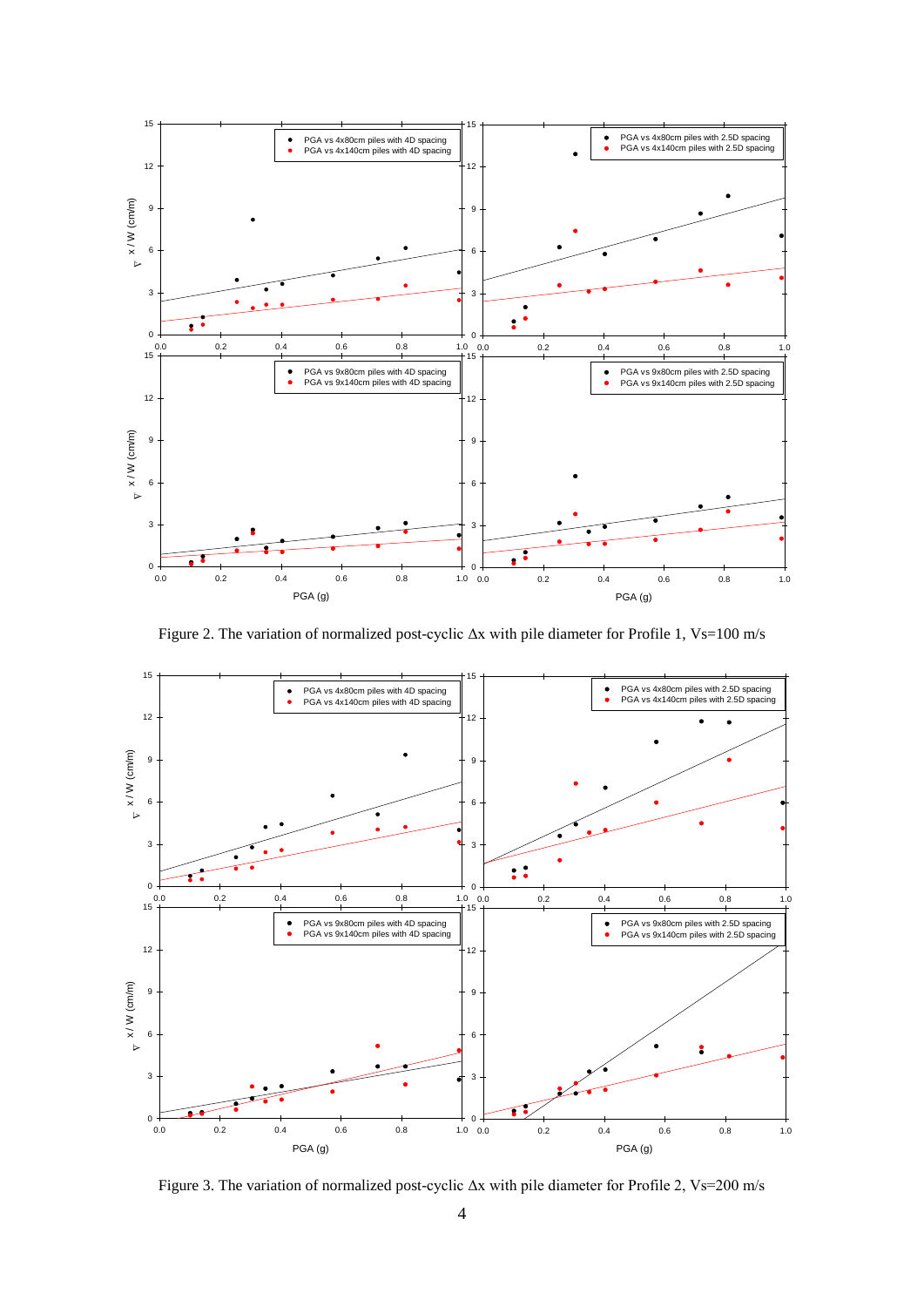Figure 2. The variation of normalized post-cyclic Δx with pile diameter for Profile 1, Vs=100 m/s

Figure 3. The variation of normalized post-cyclic Δx with pile diameter for Profile 2, Vs=200 m/s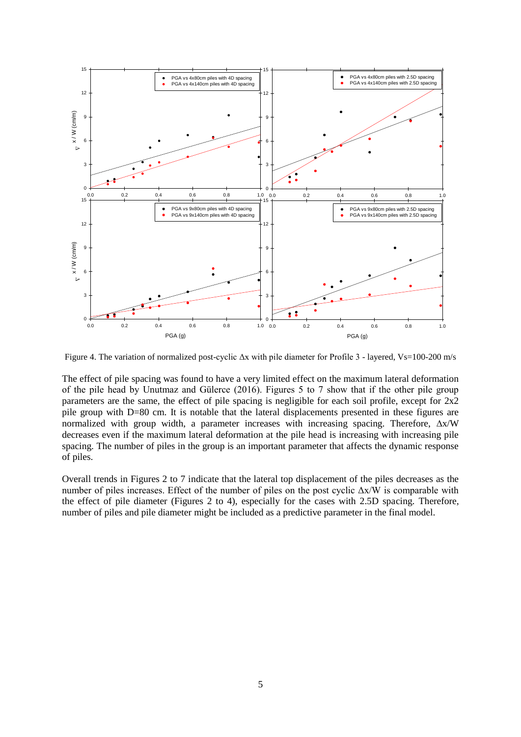Figure 4. The variation of normalized post-cyclic Δx with pile diameter for Profile 3 - layered, Vs=100-200 m/s

The effect of pile spacing was found to have a very limited effect on the maximum lateral deformation of the pile head by Unutmaz and Gülerce (2016). Figures 5 to 7 show that if the other pile group parameters are the same, the effect of pile spacing is negligible for each soil profile, except for 2x2 pile group with D=80 cm. It is notable that the lateral displacements presented in these figures are normalized with group width, a parameter increases with increasing spacing. Therefore, Δx/W decreases even if the maximum lateral deformation at the pile head is increasing with increasing pile spacing. The number of piles in the group is an important parameter that affects the dynamic response of piles.

Overall trends in Figures 2 to 7 indicate that the lateral top displacement of the piles decreases as the number of piles increases. Effect of the number of piles on the post cyclic Δx/W is comparable with the effect of pile diameter (Figures 2 to 4), especially for the cases with 2.5D spacing. Therefore, number of piles and pile diameter might be included as a predictive parameter in the final model.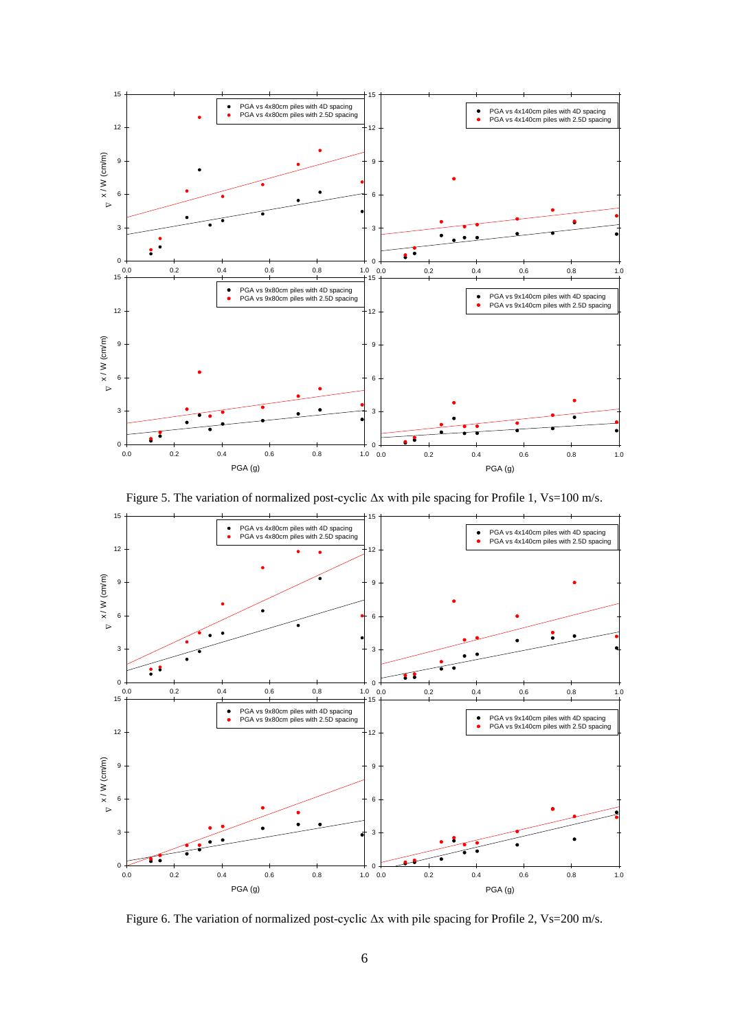Figure 5. The variation of normalized post-cyclic Δx with pile spacing for Profile 1, Vs=100 m/s.

Figure 6. The variation of normalized post-cyclic Δx with pile spacing for Profile 2, Vs=200 m/s.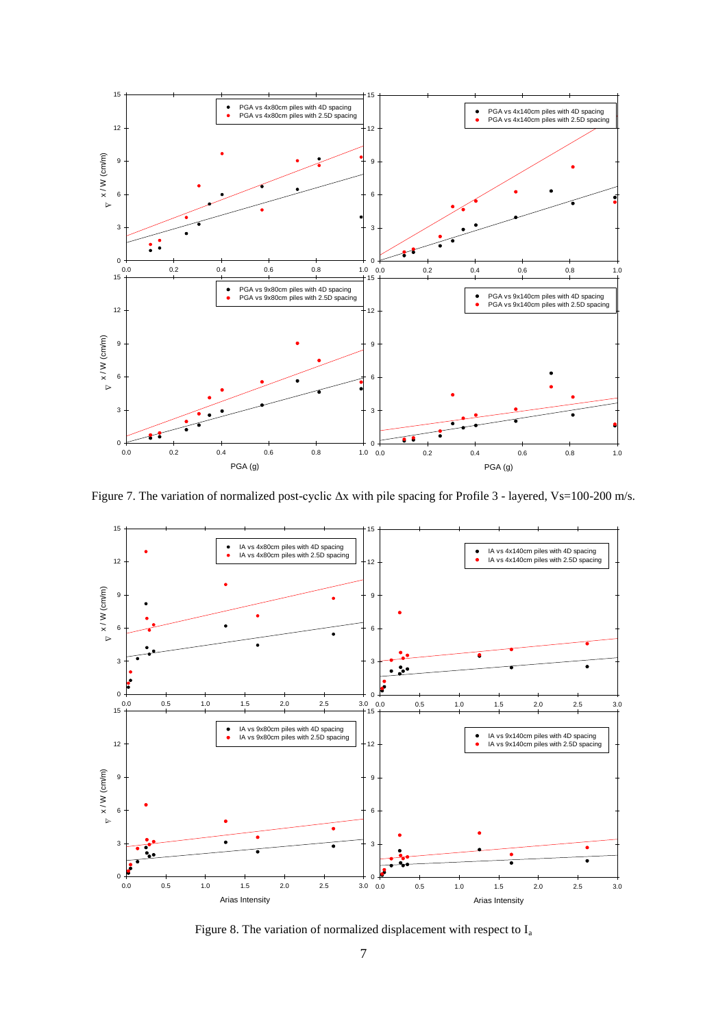Figure 7. The variation of normalized post-cyclic Δx with pile spacing for Profile 3 - layered, Vs=100-200 m/s.

Figure 8. The variation of normalized displacement with respect to $I_a$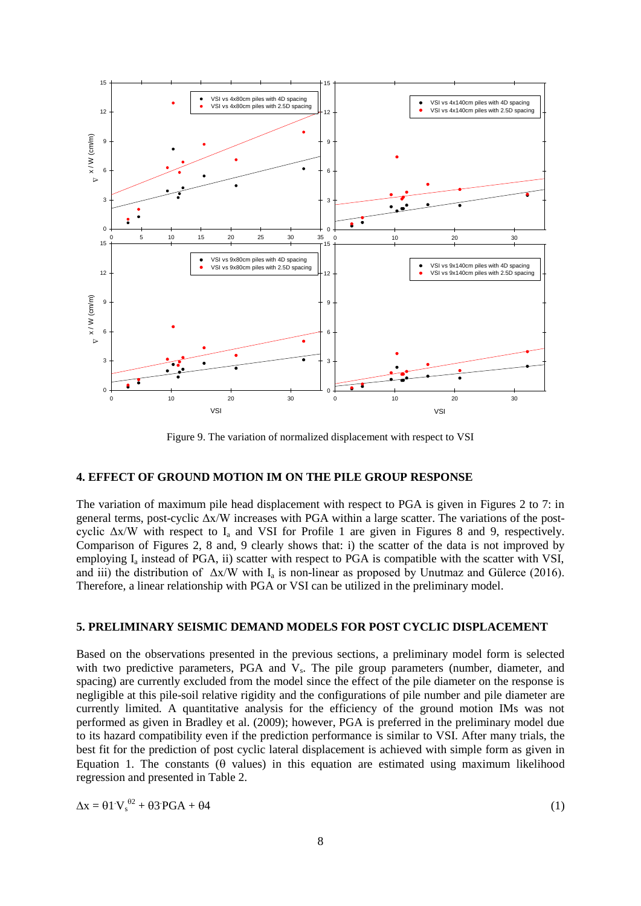Figure 9. The variation of normalized displacement with respect to VSI

## 4. EFFECT OF GROUND MOTION IM ON THE PILE GROUP RESPONSE

The variation of maximum pile head displacement with respect to PGA is given in Figures 2 to 7: in general terms, post-cyclic $\Delta x/W$ increases with PGA within a large scatter. The variations of the post-cyclic $\Delta x/W$ with respect to $I_a$ and VSI for Profile 1 are given in Figures 8 and 9, respectively. Comparison of Figures 2, 8 and, 9 clearly shows that: i) the scatter of the data is not improved by employing $I_a$ instead of PGA, ii) scatter with respect to PGA is compatible with the scatter with VSI, and iii) the distribution of $\Delta x/W$ with $I_a$ is non-linear as proposed by Unutmaz and Gülerce (2016). Therefore, a linear relationship with PGA or VSI can be utilized in the preliminary model.

## 5. PRELIMINARY SEISMIC DEMAND MODELS FOR POST CYCLIC DISPLACEMENT

Based on the observations presented in the previous sections, a preliminary model form is selected with two predictive parameters, PGA and $V_s$. The pile group parameters (number, diameter, and spacing) are currently excluded from the model since the effect of the pile diameter on the response is negligible at this pile-soil relative rigidity and the configurations of pile number and pile diameter are currently limited. A quantitative analysis for the efficiency of the ground motion IMs was not performed as given in Bradley et al. (2009); however, PGA is preferred in the preliminary model due to its hazard compatibility even if the prediction performance is similar to VSI. After many trials, the best fit for the prediction of post cyclic lateral displacement is achieved with simple form as given in Equation 1. The constants ($\theta$ values) in this equation are estimated using maximum likelihood regression and presented in Table 2.

$$\Delta x = \theta 1 \cdot V_s^{\theta 2} + \theta 3 \cdot PGA + \theta 4 \tag{1}$$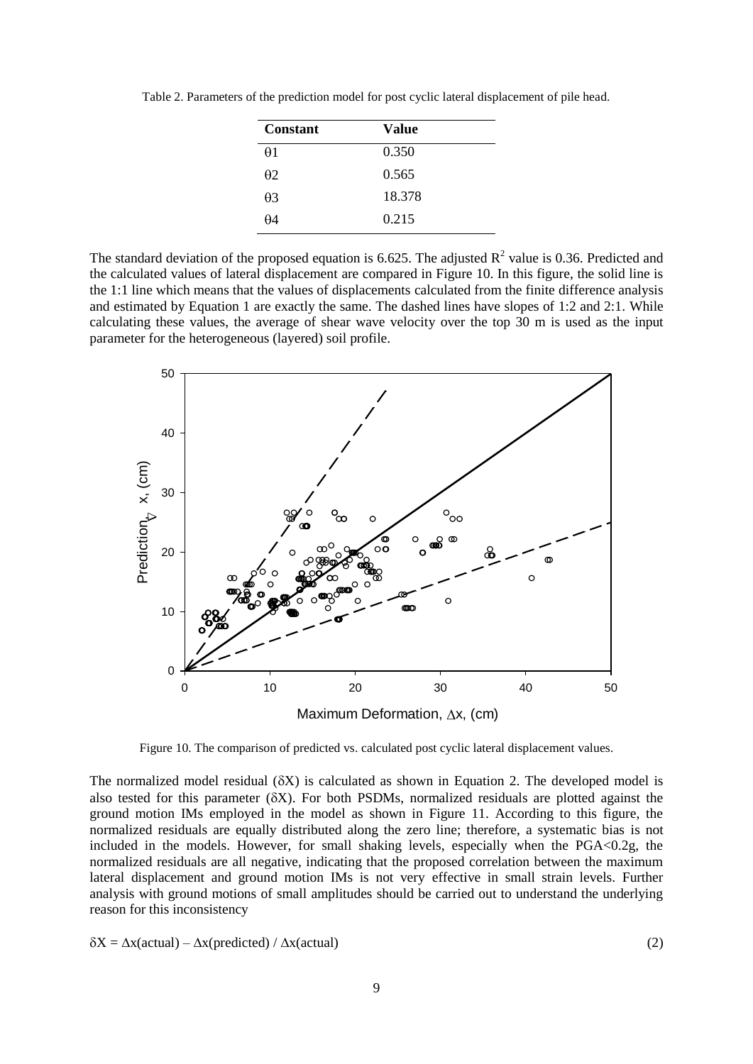Table 2. Parameters of the prediction model for post cyclic lateral displacement of pile head.

| Constant | Value |
|---|---|
| $\theta 1$ | 0.350 |
| $\theta 2$ | 0.565 |
| $\theta 3$ | 18.378 |
| $\theta 4$ | 0.215 |

The standard deviation of the proposed equation is 6.625. The adjusted $R^2$ value is 0.36. Predicted and the calculated values of lateral displacement are compared in Figure 10. In this figure, the solid line is the 1:1 line which means that the values of displacements calculated from the finite difference analysis and estimated by Equation 1 are exactly the same. The dashed lines have slopes of 1:2 and 2:1. While calculating these values, the average of shear wave velocity over the top 30 m is used as the input parameter for the heterogeneous (layered) soil profile.

Figure 10. The comparison of predicted vs. calculated post cyclic lateral displacement values.

The normalized model residual ($\delta X$) is calculated as shown in Equation 2. The developed model is also tested for this parameter ($\delta X$). For both PSDMs, normalized residuals are plotted against the ground motion IMs employed in the model as shown in Figure 11. According to this figure, the normalized residuals are equally distributed along the zero line; therefore, a systematic bias is not included in the models. However, for small shaking levels, especially when the PGA<0.2g, the normalized residuals are all negative, indicating that the proposed correlation between the maximum lateral displacement and ground motion IMs is not very effective in small strain levels. Further analysis with ground motions of small amplitudes should be carried out to understand the underlying reason for this inconsistency

$$\delta X = \Delta x(\text{actual}) - \Delta x(\text{predicted}) / \Delta x(\text{actual}) \tag{2}$$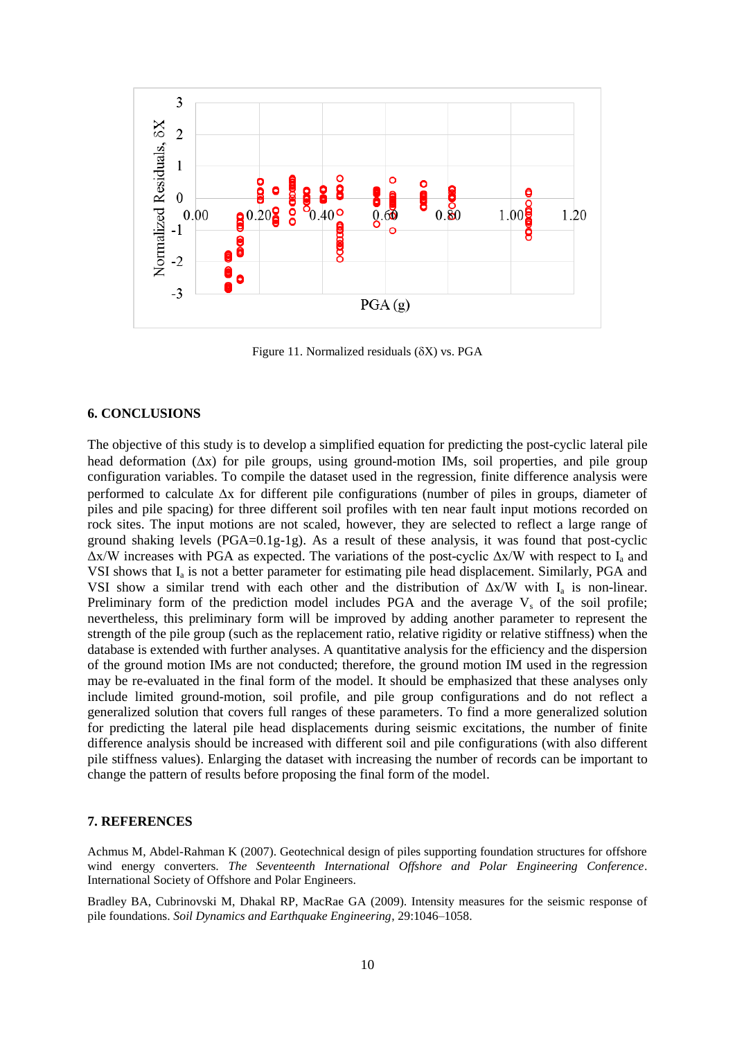Figure 11. Normalized residuals (δX) vs. PGA

## 6. CONCLUSIONS

The objective of this study is to develop a simplified equation for predicting the post-cyclic lateral pile head deformation (Δx) for pile groups, using ground-motion IMs, soil properties, and pile group configuration variables. To compile the dataset used in the regression, finite difference analysis were performed to calculate Δx for different pile configurations (number of piles in groups, diameter of piles and pile spacing) for three different soil profiles with ten near fault input motions recorded on rock sites. The input motions are not scaled, however, they are selected to reflect a large range of ground shaking levels (PGA=0.1g-1g). As a result of these analysis, it was found that post-cyclic Δx/W increases with PGA as expected. The variations of the post-cyclic Δx/W with respect to $I_a$ and VSI shows that $I_a$ is not a better parameter for estimating pile head displacement. Similarly, PGA and VSI show a similar trend with each other and the distribution of Δx/W with $I_a$ is non-linear. Preliminary form of the prediction model includes PGA and the average $V_s$ of the soil profile; nevertheless, this preliminary form will be improved by adding another parameter to represent the strength of the pile group (such as the replacement ratio, relative rigidity or relative stiffness) when the database is extended with further analyses. A quantitative analysis for the efficiency and the dispersion of the ground motion IMs are not conducted; therefore, the ground motion IM used in the regression may be re-evaluated in the final form of the model. It should be emphasized that these analyses only include limited ground-motion, soil profile, and pile group configurations and do not reflect a generalized solution that covers full ranges of these parameters. To find a more generalized solution for predicting the lateral pile head displacements during seismic excitations, the number of finite difference analysis should be increased with different soil and pile configurations (with also different pile stiffness values). Enlarging the dataset with increasing the number of records can be important to change the pattern of results before proposing the final form of the model.

## 7. REFERENCES

Achmus M, Abdel-Rahman K (2007). Geotechnical design of piles supporting foundation structures for offshore wind energy converters. *The Seventeenth International Offshore and Polar Engineering Conference*. International Society of Offshore and Polar Engineers.

Bradley BA, Cubrinovski M, Dhakal RP, MacRae GA (2009). Intensity measures for the seismic response of pile foundations. *Soil Dynamics and Earthquake Engineering*, 29:1046–1058.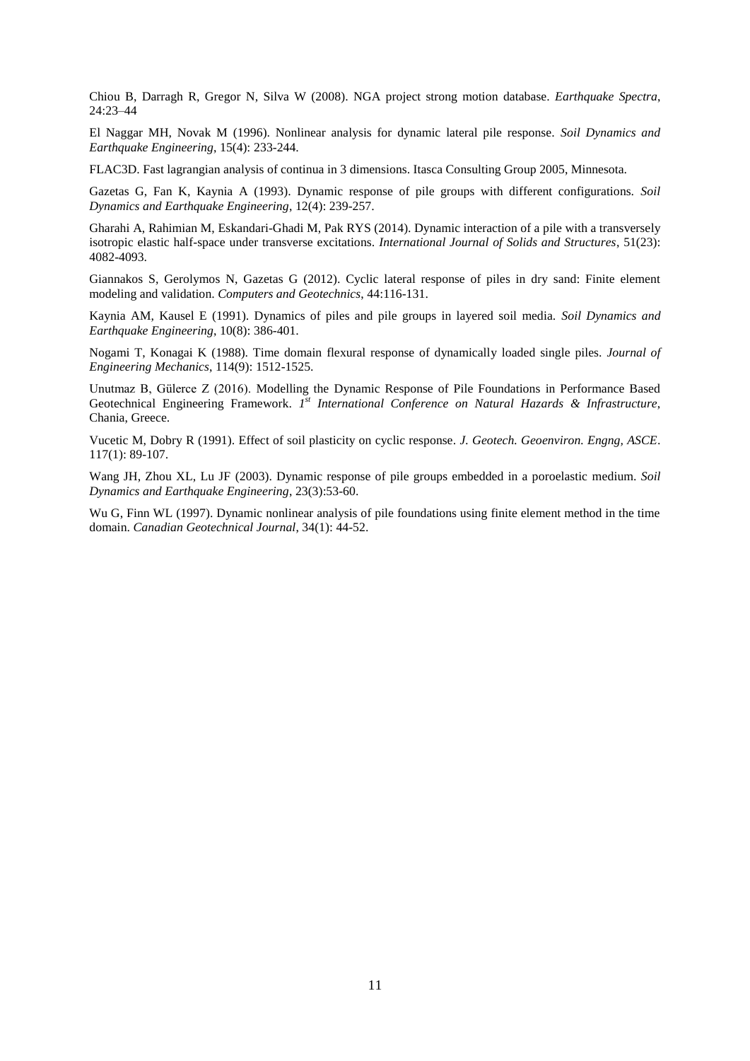Chiou B, Darragh R, Gregor N, Silva W (2008). NGA project strong motion database. *Earthquake Spectra*, 24:23–44

El Naggar MH, Novak M (1996). Nonlinear analysis for dynamic lateral pile response. *Soil Dynamics and Earthquake Engineering*, 15(4): 233-244.

FLAC3D. Fast lagrangian analysis of continua in 3 dimensions. Itasca Consulting Group 2005, Minnesota.

Gazetas G, Fan K, Kaynia A (1993). Dynamic response of pile groups with different configurations. *Soil Dynamics and Earthquake Engineering*, 12(4): 239-257.

Gharahi A, Rahimian M, Eskandari-Ghadi M, Pak RYS (2014). Dynamic interaction of a pile with a transversely isotropic elastic half-space under transverse excitations. *International Journal of Solids and Structures*, 51(23): 4082-4093.

Giannakos S, Gerolymos N, Gazetas G (2012). Cyclic lateral response of piles in dry sand: Finite element modeling and validation. *Computers and Geotechnics*, 44:116-131.

Kaynia AM, Kausel E (1991). Dynamics of piles and pile groups in layered soil media. *Soil Dynamics and Earthquake Engineering*, 10(8): 386-401.

Nogami T, Konagai K (1988). Time domain flexural response of dynamically loaded single piles. *Journal of Engineering Mechanics*, 114(9): 1512-1525.

Unutmaz B, Gülerce Z (2016). Modelling the Dynamic Response of Pile Foundations in Performance Based Geotechnical Engineering Framework. *1st International Conference on Natural Hazards & Infrastructure*, Chania, Greece.

Vucetic M, Dobry R (1991). Effect of soil plasticity on cyclic response. *J. Geotech. Geoenviron. Engng, ASCE*. 117(1): 89-107.

Wang JH, Zhou XL, Lu JF (2003). Dynamic response of pile groups embedded in a poroelastic medium. *Soil Dynamics and Earthquake Engineering*, 23(3):53-60.

Wu G, Finn WL (1997). Dynamic nonlinear analysis of pile foundations using finite element method in the time domain. *Canadian Geotechnical Journal*, 34(1): 44-52.